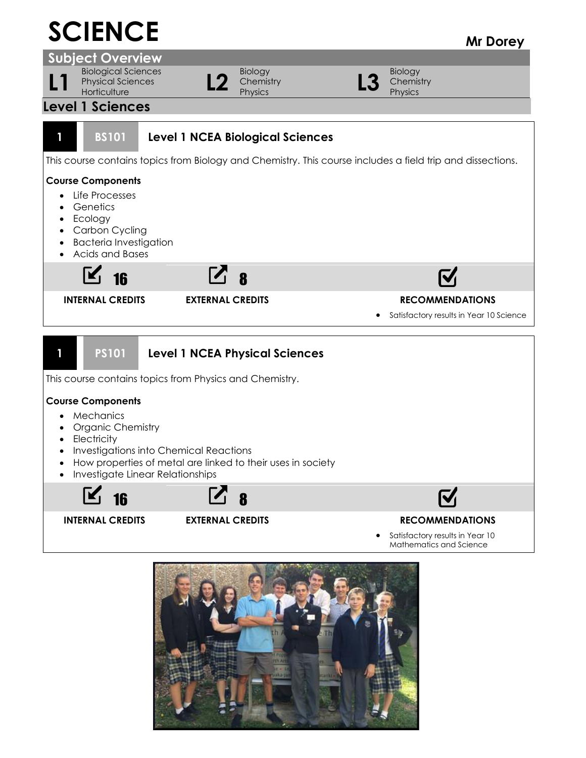# SCIENCE

**Mr Dorey**

## Subject Overview

| L1 | L2 | L3 |
| --- | --- | --- |
| Biological Sciences<br>Physical Sciences<br>Horticulture | Biology<br>Chemistry<br>Physics | Biology<br>Chemistry<br>Physics |

## Level 1 Sciences

### 1 BS101 Level 1 NCEA Biological Sciences

This course contains topics from Biology and Chemistry. This course includes a field trip and dissections.

**Course Components**

- Life Processes
- Genetics
- Ecology
- Carbon Cycling
- Bacteria Investigation
- Acids and Bases

| INTERNAL CREDITS | EXTERNAL CREDITS | RECOMMENDATIONS |
| --- | --- | --- |
| 16 | 8 | Satisfactory results in Year 10 Science |

### 1 PS101 Level 1 NCEA Physical Sciences

This course contains topics from Physics and Chemistry.

**Course Components**

- Mechanics
- Organic Chemistry
- Electricity
- Investigations into Chemical Reactions
- How properties of metal are linked to their uses in society
- Investigate Linear Relationships

| INTERNAL CREDITS | EXTERNAL CREDITS | RECOMMENDATIONS |
| --- | --- | --- |
| 16 | 8 | Satisfactory results in Year 10 Mathematics and Science |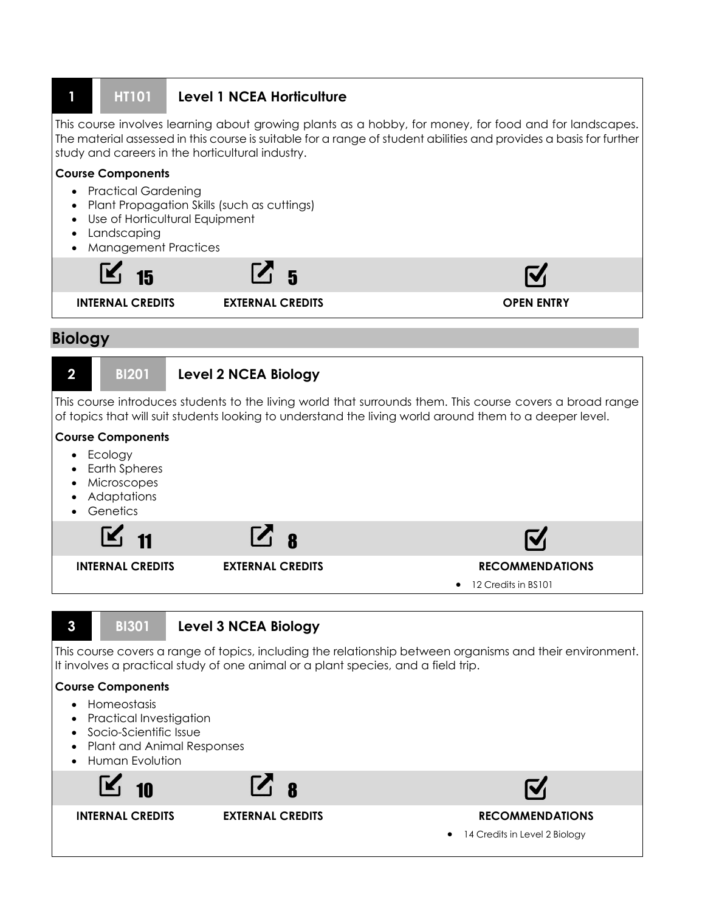### 1 HT101 Level 1 NCEA Horticulture

This course involves learning about growing plants as a hobby, for money, for food and for landscapes. The material assessed in this course is suitable for a range of student abilities and provides a basis for further study and careers in the horticultural industry.

**Course Components**

- Practical Gardening
- Plant Propagation Skills (such as cuttings)
- Use of Horticultural Equipment
- Landscaping
- Management Practices

| 15 | 5 | |
|---|---|---|
| **INTERNAL CREDITS** | **EXTERNAL CREDITS** | **OPEN ENTRY** |

## Biology

### 2 BI201 Level 2 NCEA Biology

This course introduces students to the living world that surrounds them. This course covers a broad range of topics that will suit students looking to understand the living world around them to a deeper level.

**Course Components**

- Ecology
- Earth Spheres
- Microscopes
- Adaptations
- Genetics

| 11 | 8 | |
|---|---|---|
| **INTERNAL CREDITS** | **EXTERNAL CREDITS** | **RECOMMENDATIONS** |
| | | • 12 Credits in BS101 |

### 3 BI301 Level 3 NCEA Biology

This course covers a range of topics, including the relationship between organisms and their environment. It involves a practical study of one animal or a plant species, and a field trip.

**Course Components**

- Homeostasis
- Practical Investigation
- Socio-Scientific Issue
- Plant and Animal Responses
- Human Evolution

| 10 | 8 | |
|---|---|---|
| **INTERNAL CREDITS** | **EXTERNAL CREDITS** | **RECOMMENDATIONS** |
| | | • 14 Credits in Level 2 Biology |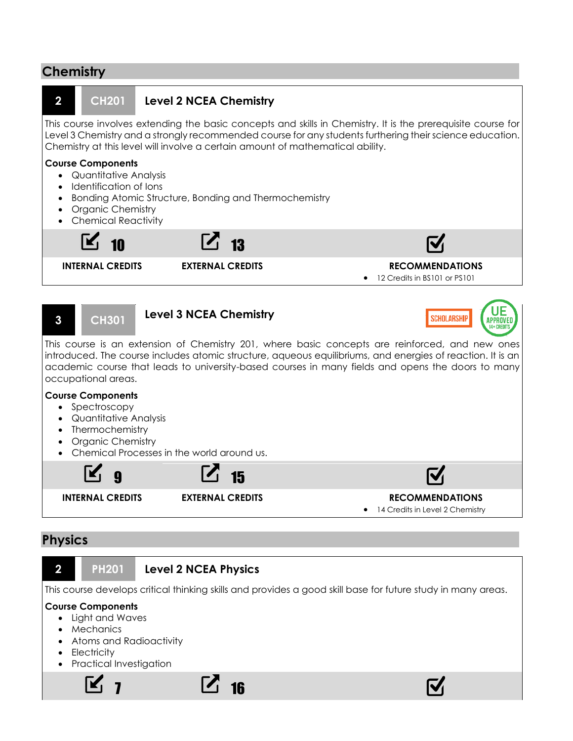## Chemistry

### 2 CH201 Level 2 NCEA Chemistry

This course involves extending the basic concepts and skills in Chemistry. It is the prerequisite course for Level 3 Chemistry and a strongly recommended course for any students furthering their science education. Chemistry at this level will involve a certain amount of mathematical ability.

**Course Components**

- Quantitative Analysis
- Identification of Ions
- Bonding Atomic Structure, Bonding and Thermochemistry
- Organic Chemistry
- Chemical Reactivity

| INTERNAL CREDITS | EXTERNAL CREDITS | RECOMMENDATIONS |
|---|---|---|
| 10 | 13 | • 12 Credits in BS101 or PS101 |

### 3 CH301 Level 3 NCEA Chemistry

SCHOLARSHIP | UE APPROVED 14+ CREDITS

This course is an extension of Chemistry 201, where basic concepts are reinforced, and new ones introduced. The course includes atomic structure, aqueous equilibriums, and energies of reaction. It is an academic course that leads to university-based courses in many fields and opens the doors to many occupational areas.

**Course Components**

- Spectroscopy
- Quantitative Analysis
- Thermochemistry
- Organic Chemistry
- Chemical Processes in the world around us.

| INTERNAL CREDITS | EXTERNAL CREDITS | RECOMMENDATIONS |
|---|---|---|
| 9 | 15 | • 14 Credits in Level 2 Chemistry |

## Physics

### 2 PH201 Level 2 NCEA Physics

This course develops critical thinking skills and provides a good skill base for future study in many areas.

**Course Components**

- Light and Waves
- Mechanics
- Atoms and Radioactivity
- Electricity
- Practical Investigation

| INTERNAL CREDITS | EXTERNAL CREDITS | RECOMMENDATIONS |
|---|---|---|
| 7 | 16 | |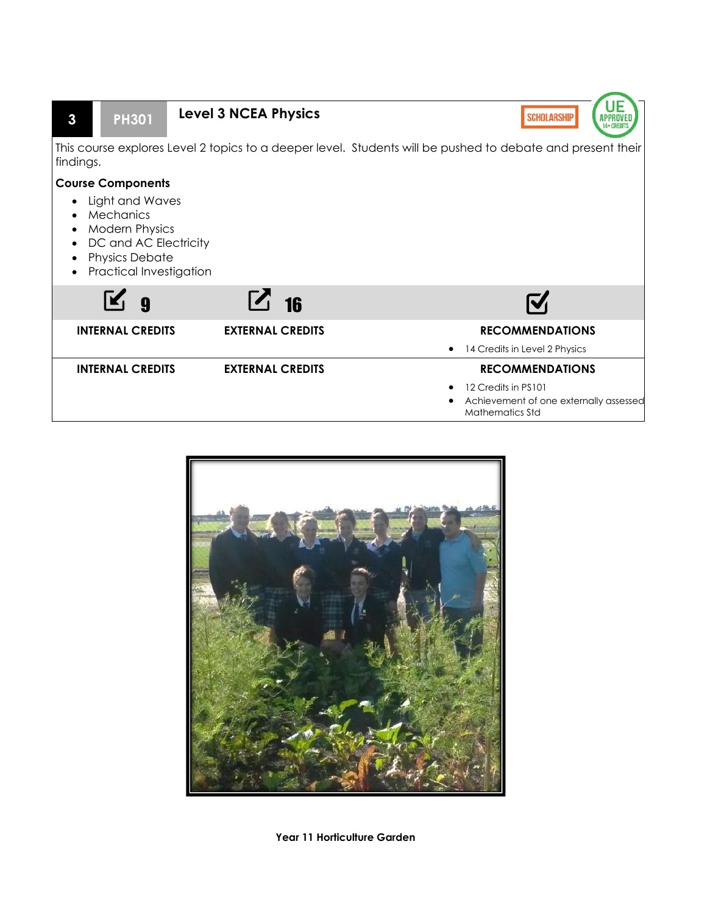| 3 | PH301 | Level 3 NCEA Physics | SCHOLARSHIP | UE APPROVED 14+ CREDITS |
|---|---|---|---|---|

This course explores Level 2 topics to a deeper level. Students will be pushed to debate and present their findings.

**Course Components**

- Light and Waves
- Mechanics
- Modern Physics
- DC and AC Electricity
- Physics Debate
- Practical Investigation

| 9 | 16 | |
|---|---|---|
| **INTERNAL CREDITS** | **EXTERNAL CREDITS** | **RECOMMENDATIONS** |
| | | • 14 Credits in Level 2 Physics |
| **INTERNAL CREDITS** | **EXTERNAL CREDITS** | **RECOMMENDATIONS** |
| | | • 12 Credits in PS101<br>• Achievement of one externally assessed Mathematics Std |

**Year 11 Horticulture Garden**